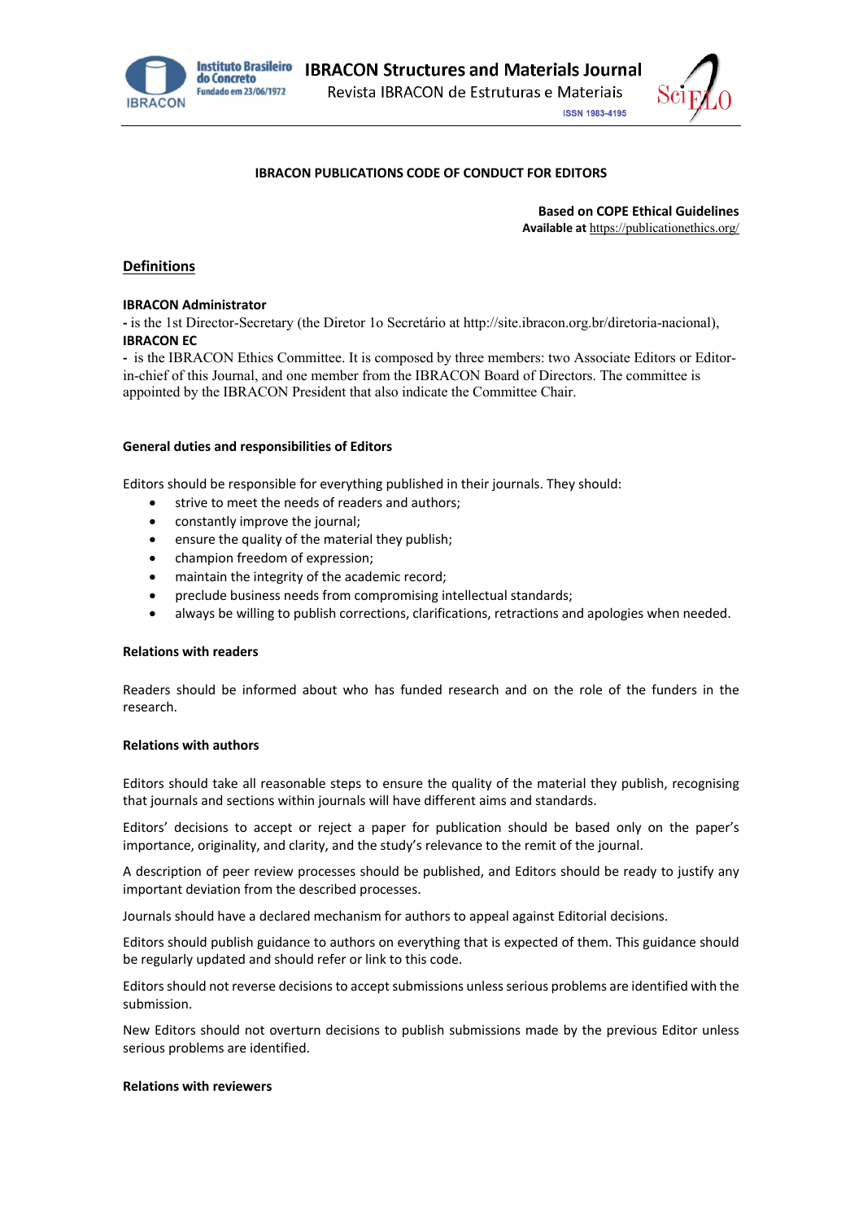**IBRACON PUBLICATIONS CODE OF CONDUCT FOR EDITORS**

**Based on COPE Ethical Guidelines**
**Available at** https://publicationethics.org/

## Definitions

**IBRACON Administrator**
**-** is the 1st Director-Secretary (the Diretor 1o Secretário at http://site.ibracon.org.br/diretoria-nacional),

**IBRACON EC**
**-** is the IBRACON Ethics Committee. It is composed by three members: two Associate Editors or Editor-in-chief of this Journal, and one member from the IBRACON Board of Directors. The committee is appointed by the IBRACON President that also indicate the Committee Chair.

### General duties and responsibilities of Editors

Editors should be responsible for everything published in their journals. They should:

- strive to meet the needs of readers and authors;
- constantly improve the journal;
- ensure the quality of the material they publish;
- champion freedom of expression;
- maintain the integrity of the academic record;
- preclude business needs from compromising intellectual standards;
- always be willing to publish corrections, clarifications, retractions and apologies when needed.

### Relations with readers

Readers should be informed about who has funded research and on the role of the funders in the research.

### Relations with authors

Editors should take all reasonable steps to ensure the quality of the material they publish, recognising that journals and sections within journals will have different aims and standards.

Editors' decisions to accept or reject a paper for publication should be based only on the paper's importance, originality, and clarity, and the study's relevance to the remit of the journal.

A description of peer review processes should be published, and Editors should be ready to justify any important deviation from the described processes.

Journals should have a declared mechanism for authors to appeal against Editorial decisions.

Editors should publish guidance to authors on everything that is expected of them. This guidance should be regularly updated and should refer or link to this code.

Editors should not reverse decisions to accept submissions unless serious problems are identified with the submission.

New Editors should not overturn decisions to publish submissions made by the previous Editor unless serious problems are identified.

### Relations with reviewers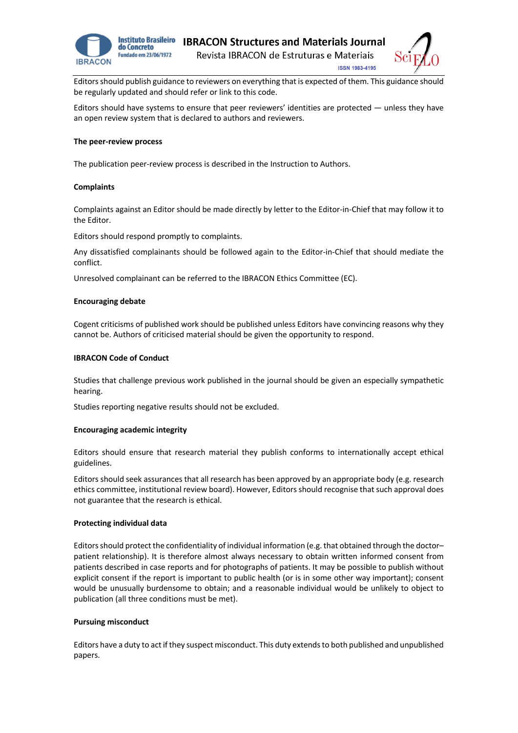Editors should publish guidance to reviewers on everything that is expected of them. This guidance should be regularly updated and should refer or link to this code.

Editors should have systems to ensure that peer reviewers' identities are protected — unless they have an open review system that is declared to authors and reviewers.

**The peer-review process**

The publication peer-review process is described in the Instruction to Authors.

**Complaints**

Complaints against an Editor should be made directly by letter to the Editor-in-Chief that may follow it to the Editor.

Editors should respond promptly to complaints.

Any dissatisfied complainants should be followed again to the Editor-in-Chief that should mediate the conflict.

Unresolved complainant can be referred to the IBRACON Ethics Committee (EC).

**Encouraging debate**

Cogent criticisms of published work should be published unless Editors have convincing reasons why they cannot be. Authors of criticised material should be given the opportunity to respond.

**IBRACON Code of Conduct**

Studies that challenge previous work published in the journal should be given an especially sympathetic hearing.

Studies reporting negative results should not be excluded.

**Encouraging academic integrity**

Editors should ensure that research material they publish conforms to internationally accept ethical guidelines.

Editors should seek assurances that all research has been approved by an appropriate body (e.g. research ethics committee, institutional review board). However, Editors should recognise that such approval does not guarantee that the research is ethical.

**Protecting individual data**

Editors should protect the confidentiality of individual information (e.g. that obtained through the doctor–patient relationship). It is therefore almost always necessary to obtain written informed consent from patients described in case reports and for photographs of patients. It may be possible to publish without explicit consent if the report is important to public health (or is in some other way important); consent would be unusually burdensome to obtain; and a reasonable individual would be unlikely to object to publication (all three conditions must be met).

**Pursuing misconduct**

Editors have a duty to act if they suspect misconduct. This duty extends to both published and unpublished papers.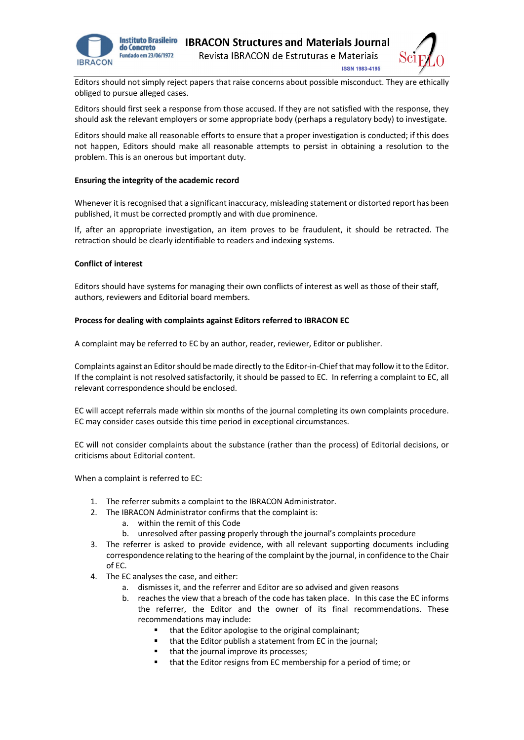Editors should not simply reject papers that raise concerns about possible misconduct. They are ethically obliged to pursue alleged cases.

Editors should first seek a response from those accused. If they are not satisfied with the response, they should ask the relevant employers or some appropriate body (perhaps a regulatory body) to investigate.

Editors should make all reasonable efforts to ensure that a proper investigation is conducted; if this does not happen, Editors should make all reasonable attempts to persist in obtaining a resolution to the problem. This is an onerous but important duty.

**Ensuring the integrity of the academic record**

Whenever it is recognised that a significant inaccuracy, misleading statement or distorted report has been published, it must be corrected promptly and with due prominence.

If, after an appropriate investigation, an item proves to be fraudulent, it should be retracted. The retraction should be clearly identifiable to readers and indexing systems.

**Conflict of interest**

Editors should have systems for managing their own conflicts of interest as well as those of their staff, authors, reviewers and Editorial board members.

**Process for dealing with complaints against Editors referred to IBRACON EC**

A complaint may be referred to EC by an author, reader, reviewer, Editor or publisher.

Complaints against an Editor should be made directly to the Editor-in-Chief that may follow it to the Editor. If the complaint is not resolved satisfactorily, it should be passed to EC. In referring a complaint to EC, all relevant correspondence should be enclosed.

EC will accept referrals made within six months of the journal completing its own complaints procedure. EC may consider cases outside this time period in exceptional circumstances.

EC will not consider complaints about the substance (rather than the process) of Editorial decisions, or criticisms about Editorial content.

When a complaint is referred to EC:

1. The referrer submits a complaint to the IBRACON Administrator.
2. The IBRACON Administrator confirms that the complaint is:
   a. within the remit of this Code
   b. unresolved after passing properly through the journal's complaints procedure
3. The referrer is asked to provide evidence, with all relevant supporting documents including correspondence relating to the hearing of the complaint by the journal, in confidence to the Chair of EC.
4. The EC analyses the case, and either:
   a. dismisses it, and the referrer and Editor are so advised and given reasons
   b. reaches the view that a breach of the code has taken place. In this case the EC informs the referrer, the Editor and the owner of its final recommendations. These recommendations may include:
      - that the Editor apologise to the original complainant;
      - that the Editor publish a statement from EC in the journal;
      - that the journal improve its processes;
      - that the Editor resigns from EC membership for a period of time; or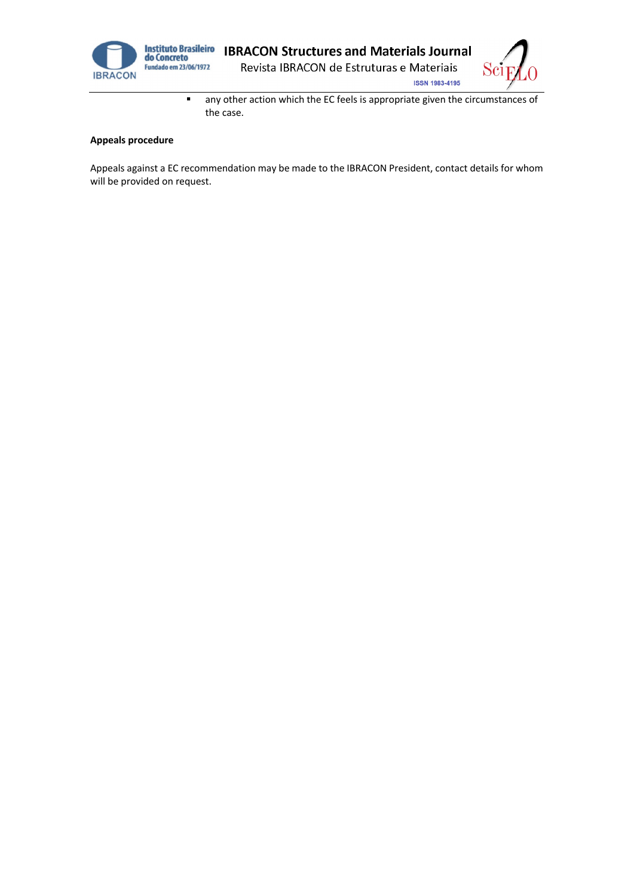- any other action which the EC feels is appropriate given the circumstances of the case.

**Appeals procedure**

Appeals against a EC recommendation may be made to the IBRACON President, contact details for whom will be provided on request.